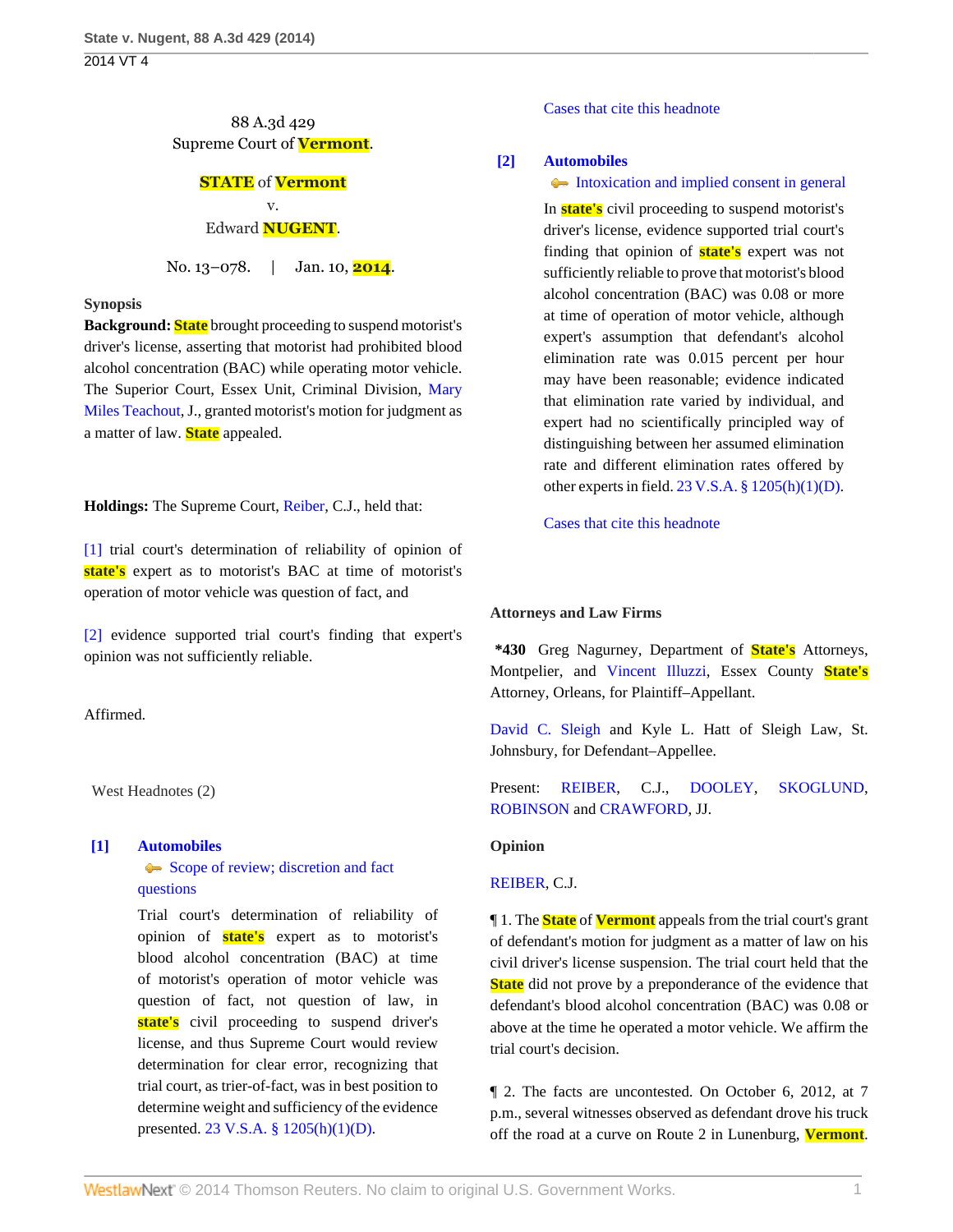88 A.3d 429
Supreme Court of Vermont.

**STATE of Vermont**
v.
**Edward NUGENT.**

No. 13–078. | Jan. 10, 2014.

**Synopsis**

**Background:** State brought proceeding to suspend motorist's driver's license, asserting that motorist had prohibited blood alcohol concentration (BAC) while operating motor vehicle. The Superior Court, Essex Unit, Criminal Division, Mary Miles Teachout, J., granted motorist's motion for judgment as a matter of law. State appealed.

**Holdings:** The Supreme Court, Reiber, C.J., held that:

[1] trial court's determination of reliability of opinion of state's expert as to motorist's BAC at time of motorist's operation of motor vehicle was question of fact, and

[2] evidence supported trial court's finding that expert's opinion was not sufficiently reliable.

Affirmed.

West Headnotes (2)

**[1] Automobiles**
Scope of review; discretion and fact questions

Trial court's determination of reliability of opinion of state's expert as to motorist's blood alcohol concentration (BAC) at time of motorist's operation of motor vehicle was question of fact, not question of law, in state's civil proceeding to suspend driver's license, and thus Supreme Court would review determination for clear error, recognizing that trial court, as trier-of-fact, was in best position to determine weight and sufficiency of the evidence presented. 23 V.S.A. § 1205(h)(1)(D).

Cases that cite this headnote

**[2] Automobiles**
Intoxication and implied consent in general

In state's civil proceeding to suspend motorist's driver's license, evidence supported trial court's finding that opinion of state's expert was not sufficiently reliable to prove that motorist's blood alcohol concentration (BAC) was 0.08 or more at time of operation of motor vehicle, although expert's assumption that defendant's alcohol elimination rate was 0.015 percent per hour may have been reasonable; evidence indicated that elimination rate varied by individual, and expert had no scientifically principled way of distinguishing between her assumed elimination rate and different elimination rates offered by other experts in field. 23 V.S.A. § 1205(h)(1)(D).

Cases that cite this headnote

**Attorneys and Law Firms**

*430 Greg Nagurney, Department of State's Attorneys, Montpelier, and Vincent Illuzzi, Essex County State's Attorney, Orleans, for Plaintiff–Appellant.

David C. Sleigh and Kyle L. Hatt of Sleigh Law, St. Johnsbury, for Defendant–Appellee.

Present: REIBER, C.J., DOOLEY, SKOGLUND, ROBINSON and CRAWFORD, JJ.

**Opinion**

REIBER, C.J.

¶ 1. The State of Vermont appeals from the trial court's grant of defendant's motion for judgment as a matter of law on his civil driver's license suspension. The trial court held that the State did not prove by a preponderance of the evidence that defendant's blood alcohol concentration (BAC) was 0.08 or above at the time he operated a motor vehicle. We affirm the trial court's decision.

¶ 2. The facts are uncontested. On October 6, 2012, at 7 p.m., several witnesses observed as defendant drove his truck off the road at a curve on Route 2 in Lunenburg, Vermont.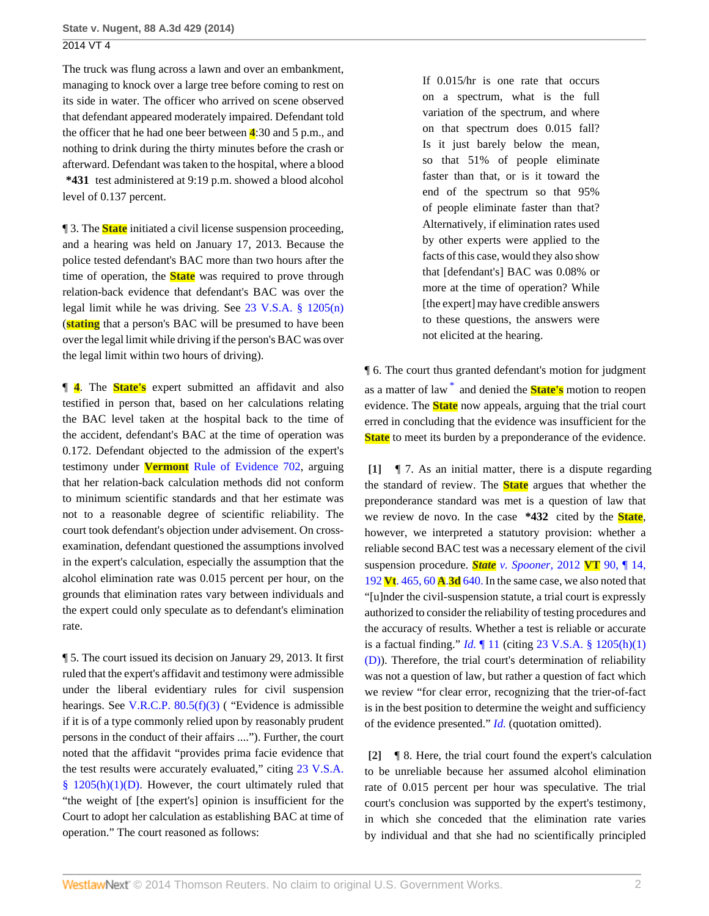The truck was flung across a lawn and over an embankment, managing to knock over a large tree before coming to rest on its side in water. The officer who arrived on scene observed that defendant appeared moderately impaired. Defendant told the officer that he had one beer between 4:30 and 5 p.m., and nothing to drink during the thirty minutes before the crash or afterward. Defendant was taken to the hospital, where a blood **\*431** test administered at 9:19 p.m. showed a blood alcohol level of 0.137 percent.

¶ 3. The State initiated a civil license suspension proceeding, and a hearing was held on January 17, 2013. Because the police tested defendant's BAC more than two hours after the time of operation, the State was required to prove through relation-back evidence that defendant's BAC was over the legal limit while he was driving. See 23 V.S.A. § 1205(n) (stating that a person's BAC will be presumed to have been over the legal limit while driving if the person's BAC was over the legal limit within two hours of driving).

¶ 4. The State's expert submitted an affidavit and also testified in person that, based on her calculations relating the BAC level taken at the hospital back to the time of the accident, defendant's BAC at the time of operation was 0.172. Defendant objected to the admission of the expert's testimony under Vermont Rule of Evidence 702, arguing that her relation-back calculation methods did not conform to minimum scientific standards and that her estimate was not to a reasonable degree of scientific reliability. The court took defendant's objection under advisement. On cross-examination, defendant questioned the assumptions involved in the expert's calculation, especially the assumption that the alcohol elimination rate was 0.015 percent per hour, on the grounds that elimination rates vary between individuals and the expert could only speculate as to defendant's elimination rate.

¶ 5. The court issued its decision on January 29, 2013. It first ruled that the expert's affidavit and testimony were admissible under the liberal evidentiary rules for civil suspension hearings. See V.R.C.P. 80.5(f)(3) ( "Evidence is admissible if it is of a type commonly relied upon by reasonably prudent persons in the conduct of their affairs ...."). Further, the court noted that the affidavit "provides prima facie evidence that the test results were accurately evaluated," citing 23 V.S.A. § 1205(h)(1)(D). However, the court ultimately ruled that "the weight of [the expert's] opinion is insufficient for the Court to adopt her calculation as establishing BAC at time of operation." The court reasoned as follows:

> If 0.015/hr is one rate that occurs on a spectrum, what is the full variation of the spectrum, and where on that spectrum does 0.015 fall? Is it just barely below the mean, so that 51% of people eliminate faster than that, or is it toward the end of the spectrum so that 95% of people eliminate faster than that? Alternatively, if elimination rates used by other experts were applied to the facts of this case, would they also show that [defendant's] BAC was 0.08% or more at the time of operation? While [the expert] may have credible answers to these questions, the answers were not elicited at the hearing.

¶ 6. The court thus granted defendant's motion for judgment as a matter of law [*] and denied the State's motion to reopen evidence. The State now appeals, arguing that the trial court erred in concluding that the evidence was insufficient for the State to meet its burden by a preponderance of the evidence.

**[1]** ¶ 7. As an initial matter, there is a dispute regarding the standard of review. The State argues that whether the preponderance standard was met is a question of law that we review de novo. In the case **\*432** cited by the State, however, we interpreted a statutory provision: whether a reliable second BAC test was a necessary element of the civil suspension procedure. *State v. Spooner,* 2012 VT 90, ¶ 14, 192 Vt. 465, 60 A.3d 640. In the same case, we also noted that "[u]nder the civil-suspension statute, a trial court is expressly authorized to consider the reliability of testing procedures and the accuracy of results. Whether a test is reliable or accurate is a factual finding." *Id.* ¶ 11 (citing 23 V.S.A. § 1205(h)(1)(D)). Therefore, the trial court's determination of reliability was not a question of law, but rather a question of fact which we review "for clear error, recognizing that the trier-of-fact is in the best position to determine the weight and sufficiency of the evidence presented." *Id.* (quotation omitted).

**[2]** ¶ 8. Here, the trial court found the expert's calculation to be unreliable because her assumed alcohol elimination rate of 0.015 percent per hour was speculative. The trial court's conclusion was supported by the expert's testimony, in which she conceded that the elimination rate varies by individual and that she had no scientifically principled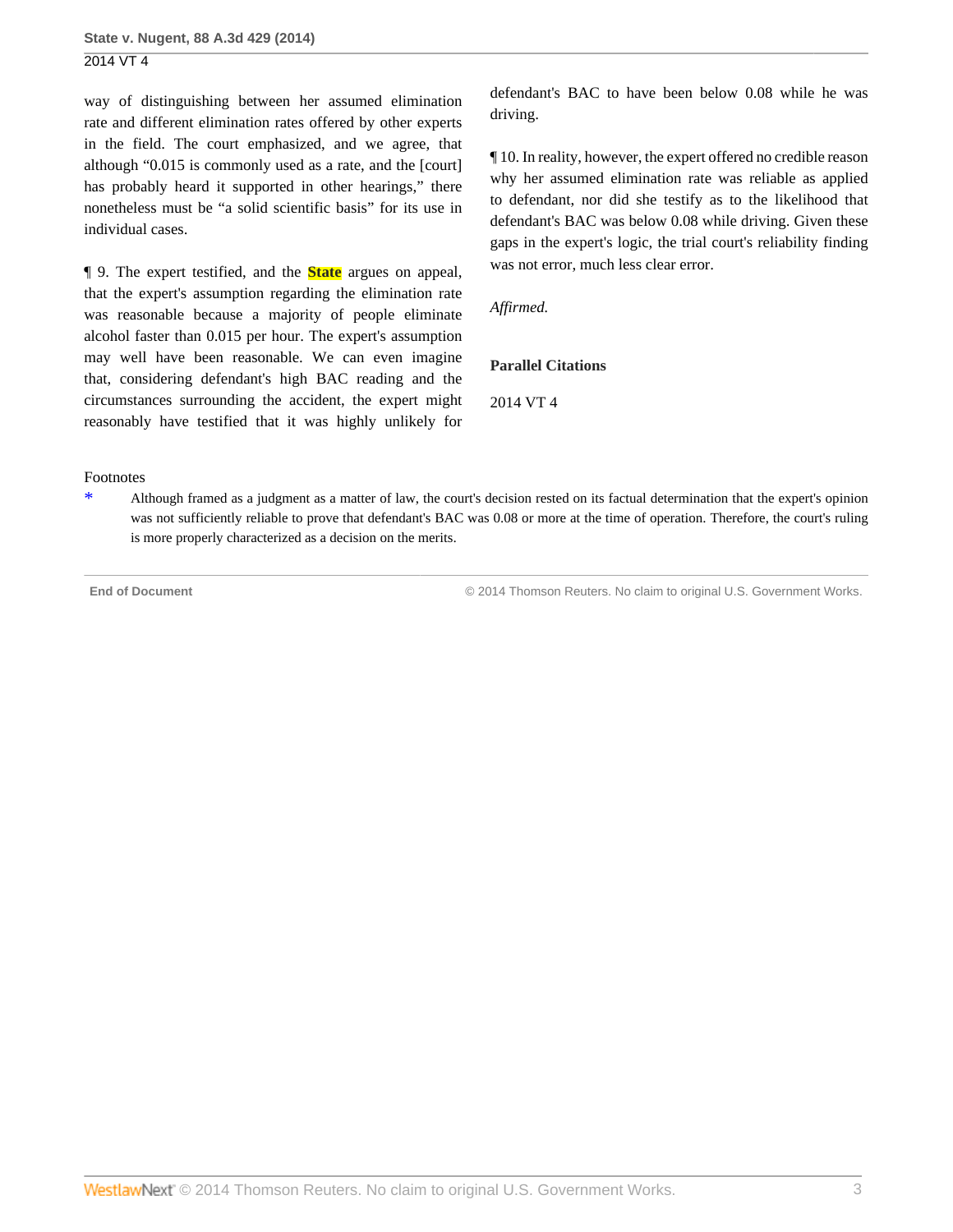way of distinguishing between her assumed elimination rate and different elimination rates offered by other experts in the field. The court emphasized, and we agree, that although "0.015 is commonly used as a rate, and the [court] has probably heard it supported in other hearings," there nonetheless must be "a solid scientific basis" for its use in individual cases.

¶ 9. The expert testified, and the **State** argues on appeal, that the expert's assumption regarding the elimination rate was reasonable because a majority of people eliminate alcohol faster than 0.015 per hour. The expert's assumption may well have been reasonable. We can even imagine that, considering defendant's high BAC reading and the circumstances surrounding the accident, the expert might reasonably have testified that it was highly unlikely for defendant's BAC to have been below 0.08 while he was driving.

¶ 10. In reality, however, the expert offered no credible reason why her assumed elimination rate was reliable as applied to defendant, nor did she testify as to the likelihood that defendant's BAC was below 0.08 while driving. Given these gaps in the expert's logic, the trial court's reliability finding was not error, much less clear error.

*Affirmed.*

**Parallel Citations**

2014 VT 4

Footnotes

* Although framed as a judgment as a matter of law, the court's decision rested on its factual determination that the expert's opinion was not sufficiently reliable to prove that defendant's BAC was 0.08 or more at the time of operation. Therefore, the court's ruling is more properly characterized as a decision on the merits.

End of Document © 2014 Thomson Reuters. No claim to original U.S. Government Works.